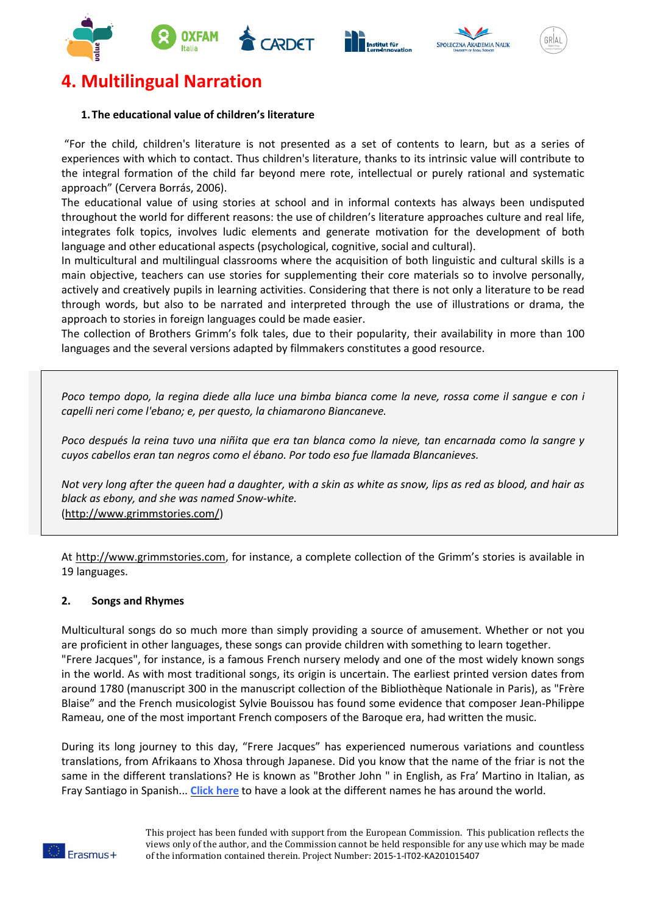# 4. Multilingual Narration

### 1. The educational value of children's literature

"For the child, children's literature is not presented as a set of contents to learn, but as a series of experiences with which to contact. Thus children's literature, thanks to its intrinsic value will contribute to the integral formation of the child far beyond mere rote, intellectual or purely rational and systematic approach" (Cervera Borrás, 2006).

The educational value of using stories at school and in informal contexts has always been undisputed throughout the world for different reasons: the use of children's literature approaches culture and real life, integrates folk topics, involves ludic elements and generate motivation for the development of both language and other educational aspects (psychological, cognitive, social and cultural).

In multicultural and multilingual classrooms where the acquisition of both linguistic and cultural skills is a main objective, teachers can use stories for supplementing their core materials so to involve personally, actively and creatively pupils in learning activities. Considering that there is not only a literature to be read through words, but also to be narrated and interpreted through the use of illustrations or drama, the approach to stories in foreign languages could be made easier.

The collection of Brothers Grimm's folk tales, due to their popularity, their availability in more than 100 languages and the several versions adapted by filmmakers constitutes a good resource.

> *Poco tempo dopo, la regina diede alla luce una bimba bianca come la neve, rossa come il sangue e con i capelli neri come l'ebano; e, per questo, la chiamarono Biancaneve.*
>
> *Poco después la reina tuvo una niñita que era tan blanca como la nieve, tan encarnada como la sangre y cuyos cabellos eran tan negros como el ébano. Por todo eso fue llamada Blancanieves.*
>
> *Not very long after the queen had a daughter, with a skin as white as snow, lips as red as blood, and hair as black as ebony, and she was named Snow-white.*
> (http://www.grimmstories.com/)

At http://www.grimmstories.com, for instance, a complete collection of the Grimm's stories is available in 19 languages.

### 2. Songs and Rhymes

Multicultural songs do so much more than simply providing a source of amusement. Whether or not you are proficient in other languages, these songs can provide children with something to learn together.

"Frere Jacques", for instance, is a famous French nursery melody and one of the most widely known songs in the world. As with most traditional songs, its origin is uncertain. The earliest printed version dates from around 1780 (manuscript 300 in the manuscript collection of the Bibliothèque Nationale in Paris), as "Frère Blaise" and the French musicologist Sylvie Bouissou has found some evidence that composer Jean-Philippe Rameau, one of the most important French composers of the Baroque era, had written the music.

During its long journey to this day, "Frere Jacques" has experienced numerous variations and countless translations, from Afrikaans to Xhosa through Japanese. Did you know that the name of the friar is not the same in the different translations? He is known as "Brother John " in English, as Fra' Martino in Italian, as Fray Santiago in Spanish... **Click here** to have a look at the different names he has around the world.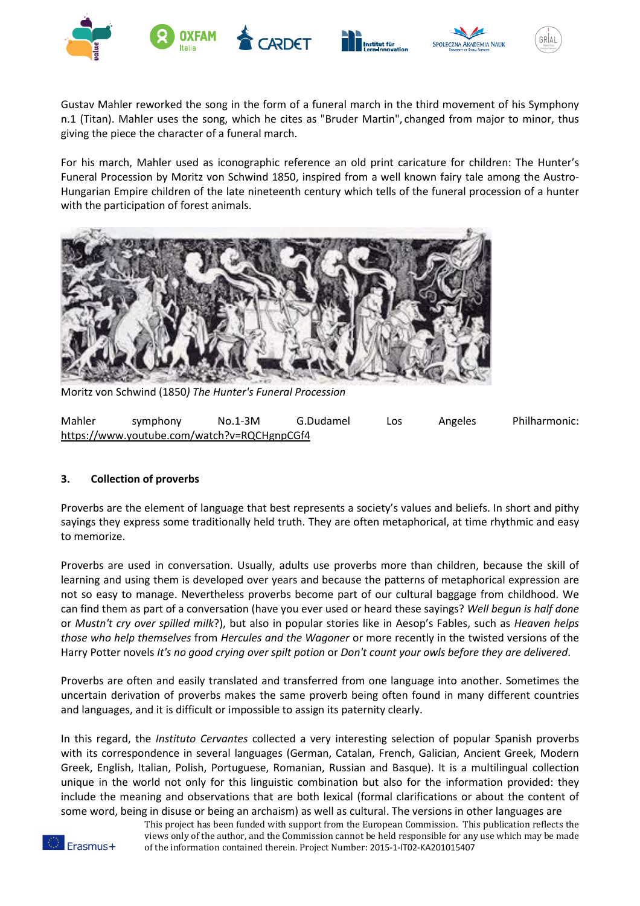Gustav Mahler reworked the song in the form of a funeral march in the third movement of his Symphony n.1 (Titan). Mahler uses the song, which he cites as "Bruder Martin", changed from major to minor, thus giving the piece the character of a funeral march.

For his march, Mahler used as iconographic reference an old print caricature for children: The Hunter's Funeral Procession by Moritz von Schwind 1850, inspired from a well known fairy tale among the Austro-Hungarian Empire children of the late nineteenth century which tells of the funeral procession of a hunter with the participation of forest animals.

Moritz von Schwind (1850*) The Hunter's Funeral Procession*

Mahler symphony No.1-3M G.Dudamel Los Angeles Philharmonic: https://www.youtube.com/watch?v=RQCHgnpCGf4

### 3. Collection of proverbs

Proverbs are the element of language that best represents a society's values and beliefs. In short and pithy sayings they express some traditionally held truth. They are often metaphorical, at time rhythmic and easy to memorize.

Proverbs are used in conversation. Usually, adults use proverbs more than children, because the skill of learning and using them is developed over years and because the patterns of metaphorical expression are not so easy to manage. Nevertheless proverbs become part of our cultural baggage from childhood. We can find them as part of a conversation (have you ever used or heard these sayings? *Well begun is half done* or *Mustn't cry over spilled milk*?), but also in popular stories like in Aesop's Fables, such as *Heaven helps those who help themselves* from *Hercules and the Wagoner* or more recently in the twisted versions of the Harry Potter novels *It's no good crying over spilt potion* or *Don't count your owls before they are delivered*.

Proverbs are often and easily translated and transferred from one language into another. Sometimes the uncertain derivation of proverbs makes the same proverb being often found in many different countries and languages, and it is difficult or impossible to assign its paternity clearly.

In this regard, the *Instituto Cervantes* collected a very interesting selection of popular Spanish proverbs with its correspondence in several languages (German, Catalan, French, Galician, Ancient Greek, Modern Greek, English, Italian, Polish, Portuguese, Romanian, Russian and Basque). It is a multilingual collection unique in the world not only for this linguistic combination but also for the information provided: they include the meaning and observations that are both lexical (formal clarifications or about the content of some word, being in disuse or being an archaism) as well as cultural. The versions in other languages are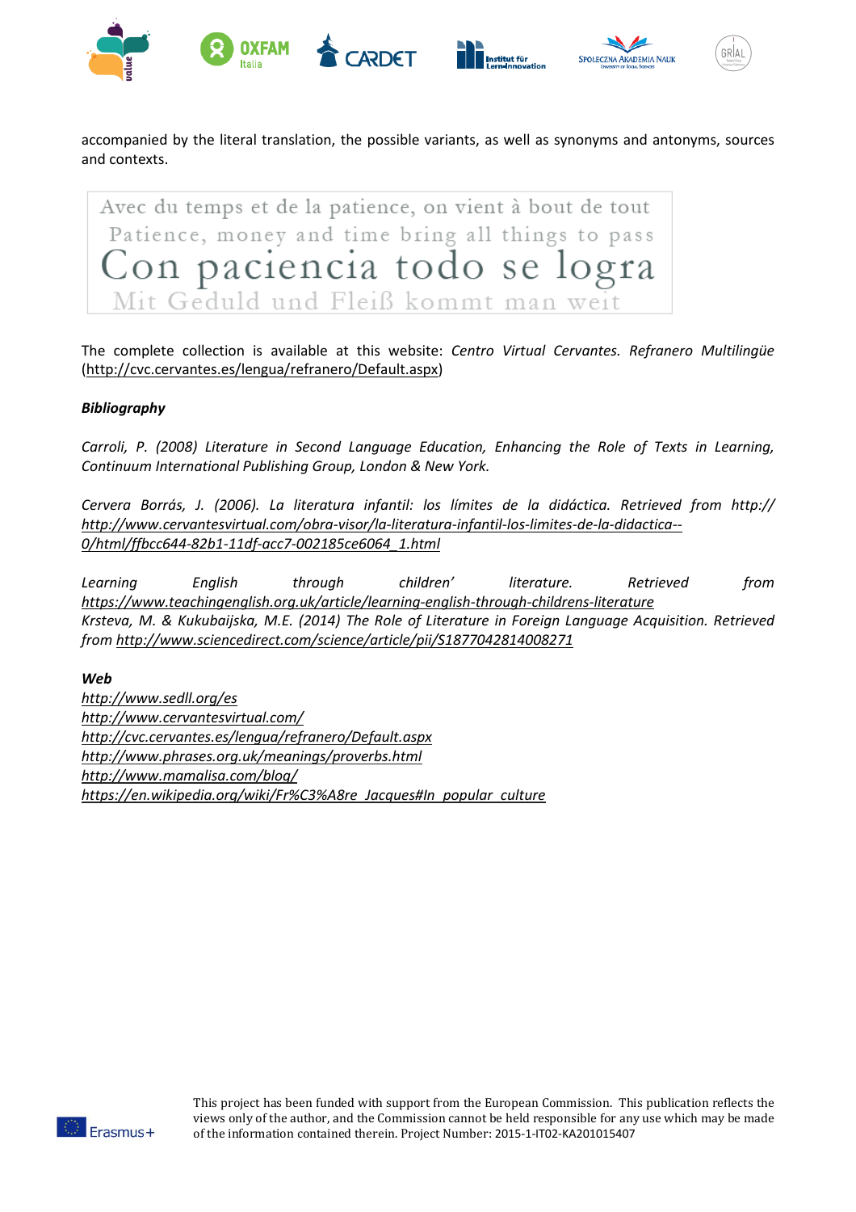accompanied by the literal translation, the possible variants, as well as synonyms and antonyms, sources and contexts.

Avec du temps et de la patience, on vient à bout de tout
Patience, money and time bring all things to pass
Con paciencia todo se logra
Mit Geduld und Fleiß kommt man weit

The complete collection is available at this website: *Centro Virtual Cervantes. Refranero Multilingüe* (http://cvc.cervantes.es/lengua/refranero/Default.aspx)

***Bibliography***

*Carroli, P. (2008) Literature in Second Language Education, Enhancing the Role of Texts in Learning, Continuum International Publishing Group, London & New York.*

*Cervera Borrás, J. (2006). La literatura infantil: los límites de la didáctica. Retrieved from http:// http://www.cervantesvirtual.com/obra-visor/la-literatura-infantil-los-limites-de-la-didactica--0/html/ffbcc644-82b1-11df-acc7-002185ce6064_1.html*

*Learning English through children' literature. Retrieved from https://www.teachingenglish.org.uk/article/learning-english-through-childrens-literature*
*Krsteva, M. & Kukubaijska, M.E. (2014) The Role of Literature in Foreign Language Acquisition. Retrieved from http://www.sciencedirect.com/science/article/pii/S1877042814008271*

***Web***
*http://www.sedll.org/es*
*http://www.cervantesvirtual.com/*
*http://cvc.cervantes.es/lengua/refranero/Default.aspx*
*http://www.phrases.org.uk/meanings/proverbs.html*
*http://www.mamalisa.com/blog/*
*https://en.wikipedia.org/wiki/Fr%C3%A8re_Jacques#In_popular_culture*